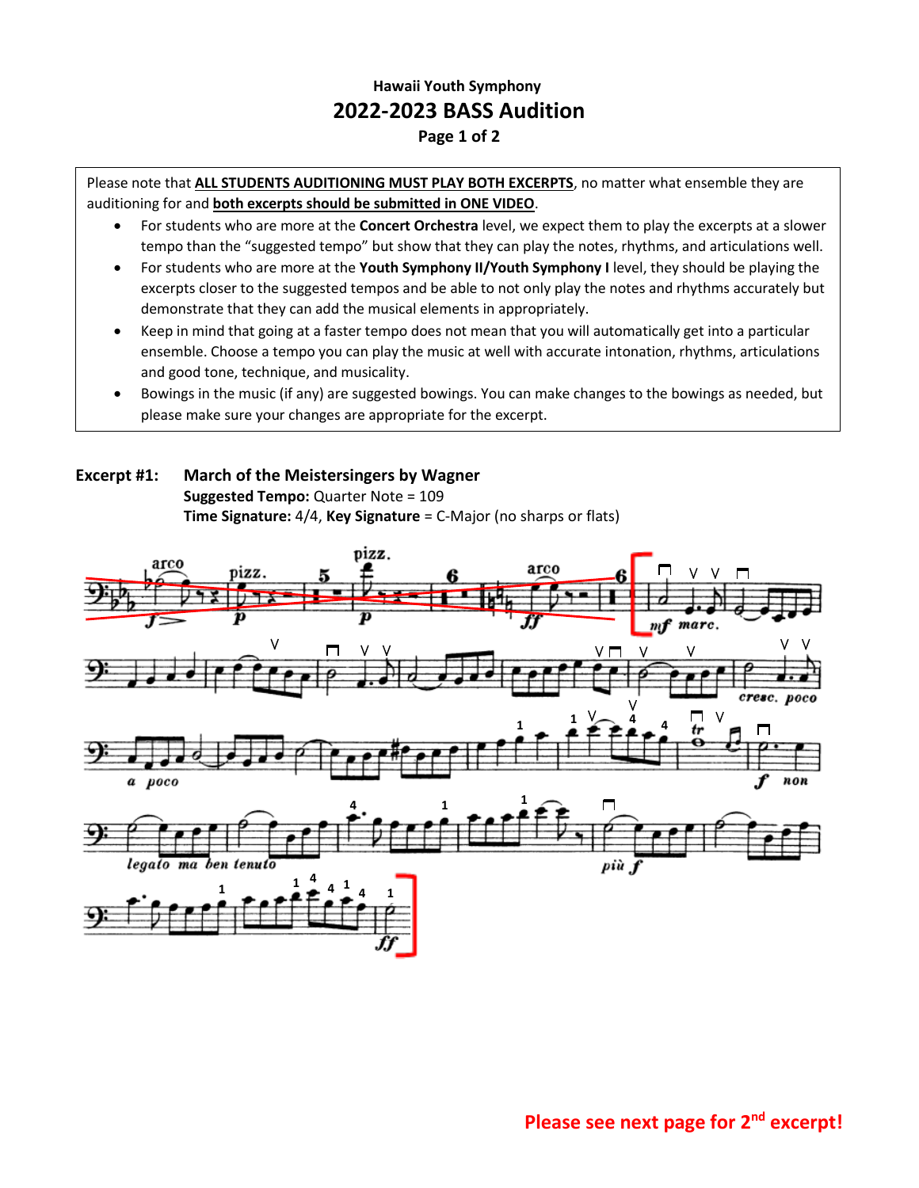**Hawaii Youth Symphony**

# 2022-2023 BASS Audition

Please note that **ALL STUDENTS AUDITIONING MUST PLAY BOTH EXCERPTS**, no matter what ensemble they are auditioning for and **both excerpts should be submitted in ONE VIDEO**.

- For students who are more at the **Concert Orchestra** level, we expect them to play the excerpts at a slower tempo than the "suggested tempo" but show that they can play the notes, rhythms, and articulations well.
- For students who are more at the **Youth Symphony II/Youth Symphony I** level, they should be playing the excerpts closer to the suggested tempos and be able to not only play the notes and rhythms accurately but demonstrate that they can add the musical elements in appropriately.
- Keep in mind that going at a faster tempo does not mean that you will automatically get into a particular ensemble. Choose a tempo you can play the music at well with accurate intonation, rhythms, articulations and good tone, technique, and musicality.
- Bowings in the music (if any) are suggested bowings. You can make changes to the bowings as needed, but please make sure your changes are appropriate for the excerpt.

**Excerpt #1: March of the Meistersingers by Wagner**
**Suggested Tempo:** Quarter Note = 109
**Time Signature:** 4/4, **Key Signature** = C-Major (no sharps or flats)

**Please see next page for 2nd excerpt!**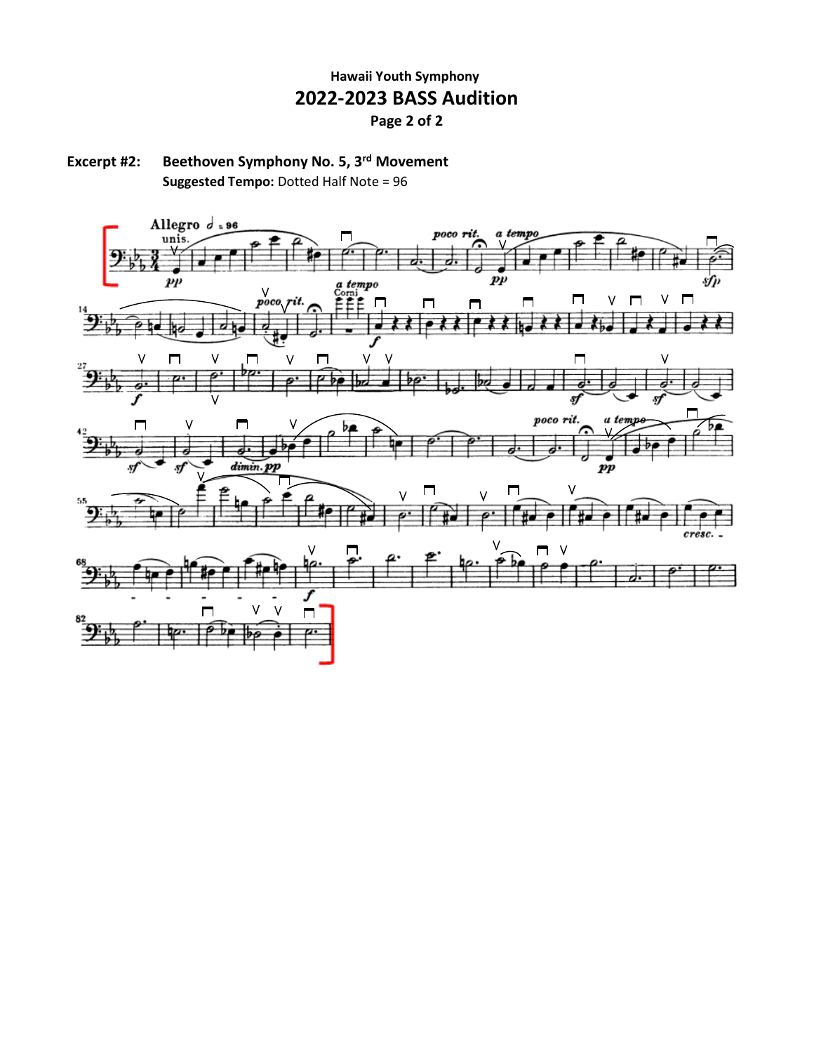**Hawaii Youth Symphony**

## 2022-2023 BASS Audition

**Excerpt #2: Beethoven Symphony No. 5, 3rd Movement**

**Suggested Tempo:** Dotted Half Note = 96